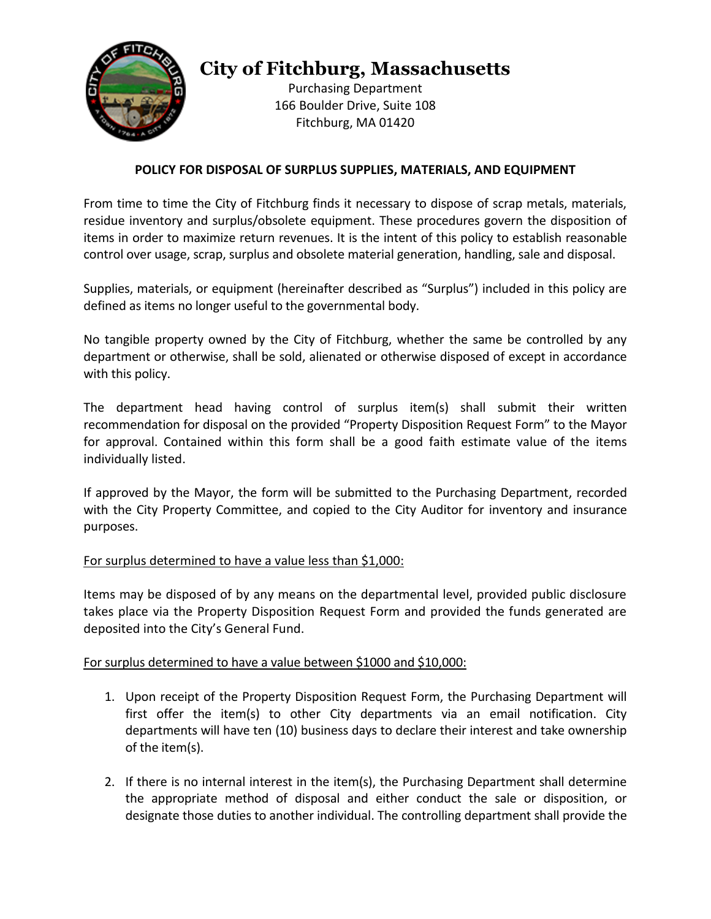# City of Fitchburg, Massachusetts

Purchasing Department
166 Boulder Drive, Suite 108
Fitchburg, MA 01420

## POLICY FOR DISPOSAL OF SURPLUS SUPPLIES, MATERIALS, AND EQUIPMENT

From time to time the City of Fitchburg finds it necessary to dispose of scrap metals, materials, residue inventory and surplus/obsolete equipment. These procedures govern the disposition of items in order to maximize return revenues. It is the intent of this policy to establish reasonable control over usage, scrap, surplus and obsolete material generation, handling, sale and disposal.

Supplies, materials, or equipment (hereinafter described as "Surplus") included in this policy are defined as items no longer useful to the governmental body.

No tangible property owned by the City of Fitchburg, whether the same be controlled by any department or otherwise, shall be sold, alienated or otherwise disposed of except in accordance with this policy.

The department head having control of surplus item(s) shall submit their written recommendation for disposal on the provided "Property Disposition Request Form" to the Mayor for approval. Contained within this form shall be a good faith estimate value of the items individually listed.

If approved by the Mayor, the form will be submitted to the Purchasing Department, recorded with the City Property Committee, and copied to the City Auditor for inventory and insurance purposes.

<u>For surplus determined to have a value less than $1,000:</u>

Items may be disposed of by any means on the departmental level, provided public disclosure takes place via the Property Disposition Request Form and provided the funds generated are deposited into the City's General Fund.

<u>For surplus determined to have a value between $1000 and $10,000:</u>

1. Upon receipt of the Property Disposition Request Form, the Purchasing Department will first offer the item(s) to other City departments via an email notification. City departments will have ten (10) business days to declare their interest and take ownership of the item(s).

2. If there is no internal interest in the item(s), the Purchasing Department shall determine the appropriate method of disposal and either conduct the sale or disposition, or designate those duties to another individual. The controlling department shall provide the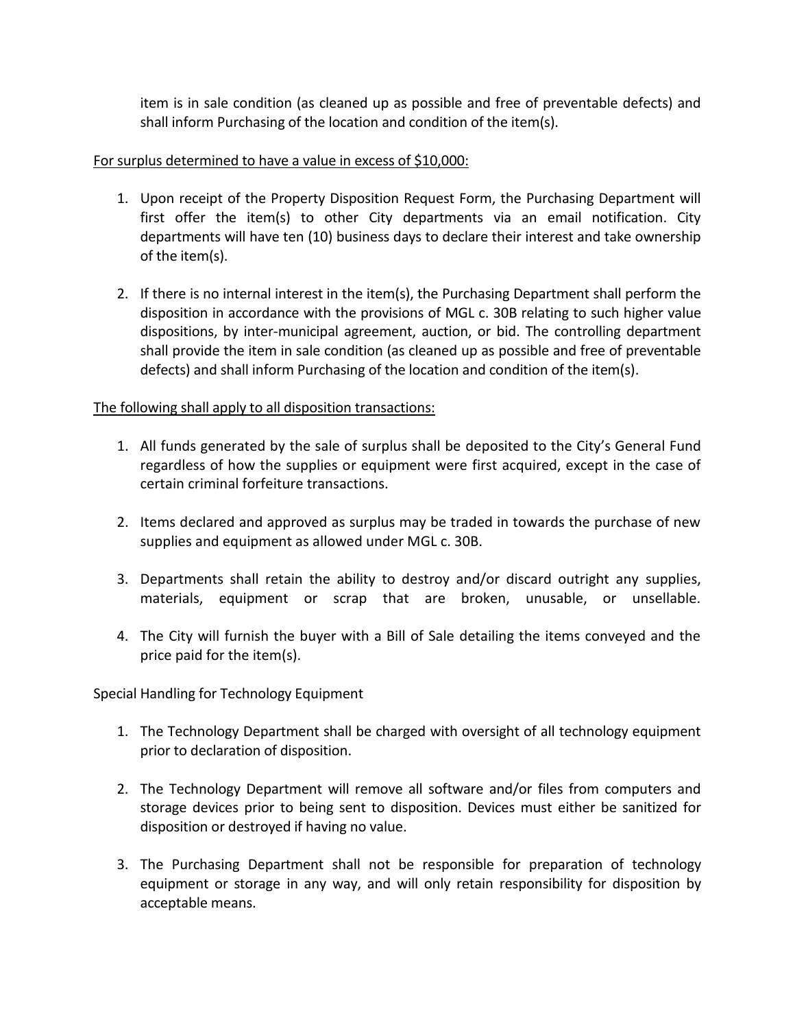item is in sale condition (as cleaned up as possible and free of preventable defects) and shall inform Purchasing of the location and condition of the item(s).

<u>For surplus determined to have a value in excess of $10,000:</u>

1. Upon receipt of the Property Disposition Request Form, the Purchasing Department will first offer the item(s) to other City departments via an email notification. City departments will have ten (10) business days to declare their interest and take ownership of the item(s).

2. If there is no internal interest in the item(s), the Purchasing Department shall perform the disposition in accordance with the provisions of MGL c. 30B relating to such higher value dispositions, by inter-municipal agreement, auction, or bid. The controlling department shall provide the item in sale condition (as cleaned up as possible and free of preventable defects) and shall inform Purchasing of the location and condition of the item(s).

<u>The following shall apply to all disposition transactions:</u>

1. All funds generated by the sale of surplus shall be deposited to the City's General Fund regardless of how the supplies or equipment were first acquired, except in the case of certain criminal forfeiture transactions.

2. Items declared and approved as surplus may be traded in towards the purchase of new supplies and equipment as allowed under MGL c. 30B.

3. Departments shall retain the ability to destroy and/or discard outright any supplies, materials, equipment or scrap that are broken, unusable, or unsellable.

4. The City will furnish the buyer with a Bill of Sale detailing the items conveyed and the price paid for the item(s).

Special Handling for Technology Equipment

1. The Technology Department shall be charged with oversight of all technology equipment prior to declaration of disposition.

2. The Technology Department will remove all software and/or files from computers and storage devices prior to being sent to disposition. Devices must either be sanitized for disposition or destroyed if having no value.

3. The Purchasing Department shall not be responsible for preparation of technology equipment or storage in any way, and will only retain responsibility for disposition by acceptable means.